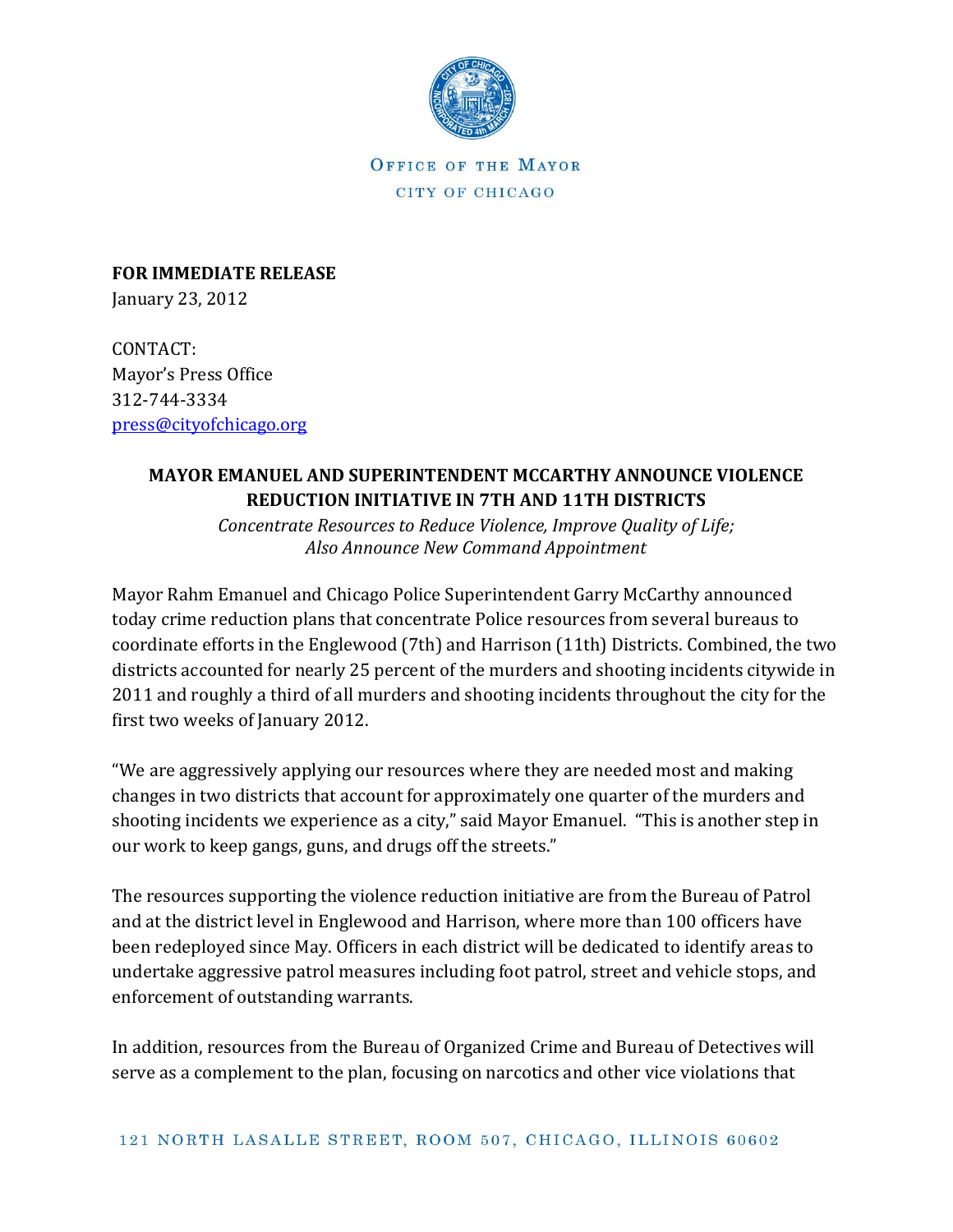OFFICE OF THE MAYOR
CITY OF CHICAGO

**FOR IMMEDIATE RELEASE**
January 23, 2012

CONTACT:
Mayor's Press Office
312-744-3334
press@cityofchicago.org

**MAYOR EMANUEL AND SUPERINTENDENT MCCARTHY ANNOUNCE VIOLENCE REDUCTION INITIATIVE IN 7TH AND 11TH DISTRICTS**

*Concentrate Resources to Reduce Violence, Improve Quality of Life; Also Announce New Command Appointment*

Mayor Rahm Emanuel and Chicago Police Superintendent Garry McCarthy announced today crime reduction plans that concentrate Police resources from several bureaus to coordinate efforts in the Englewood (7th) and Harrison (11th) Districts. Combined, the two districts accounted for nearly 25 percent of the murders and shooting incidents citywide in 2011 and roughly a third of all murders and shooting incidents throughout the city for the first two weeks of January 2012.

"We are aggressively applying our resources where they are needed most and making changes in two districts that account for approximately one quarter of the murders and shooting incidents we experience as a city," said Mayor Emanuel. "This is another step in our work to keep gangs, guns, and drugs off the streets."

The resources supporting the violence reduction initiative are from the Bureau of Patrol and at the district level in Englewood and Harrison, where more than 100 officers have been redeployed since May. Officers in each district will be dedicated to identify areas to undertake aggressive patrol measures including foot patrol, street and vehicle stops, and enforcement of outstanding warrants.

In addition, resources from the Bureau of Organized Crime and Bureau of Detectives will serve as a complement to the plan, focusing on narcotics and other vice violations that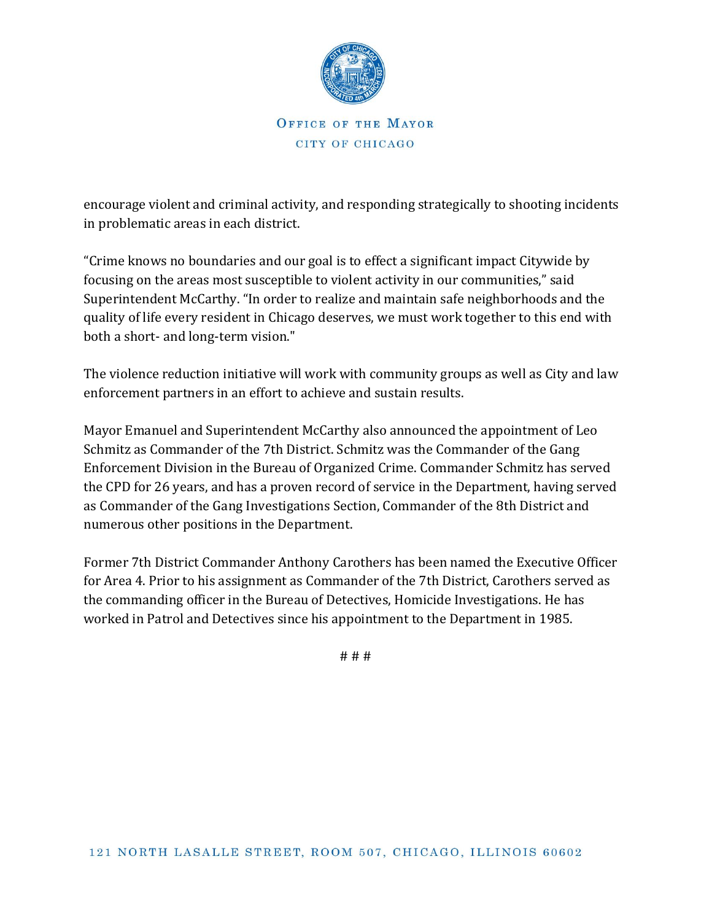encourage violent and criminal activity, and responding strategically to shooting incidents in problematic areas in each district.

"Crime knows no boundaries and our goal is to effect a significant impact Citywide by focusing on the areas most susceptible to violent activity in our communities," said Superintendent McCarthy. "In order to realize and maintain safe neighborhoods and the quality of life every resident in Chicago deserves, we must work together to this end with both a short- and long-term vision."

The violence reduction initiative will work with community groups as well as City and law enforcement partners in an effort to achieve and sustain results.

Mayor Emanuel and Superintendent McCarthy also announced the appointment of Leo Schmitz as Commander of the 7th District. Schmitz was the Commander of the Gang Enforcement Division in the Bureau of Organized Crime. Commander Schmitz has served the CPD for 26 years, and has a proven record of service in the Department, having served as Commander of the Gang Investigations Section, Commander of the 8th District and numerous other positions in the Department.

Former 7th District Commander Anthony Carothers has been named the Executive Officer for Area 4. Prior to his assignment as Commander of the 7th District, Carothers served as the commanding officer in the Bureau of Detectives, Homicide Investigations. He has worked in Patrol and Detectives since his appointment to the Department in 1985.

# # #